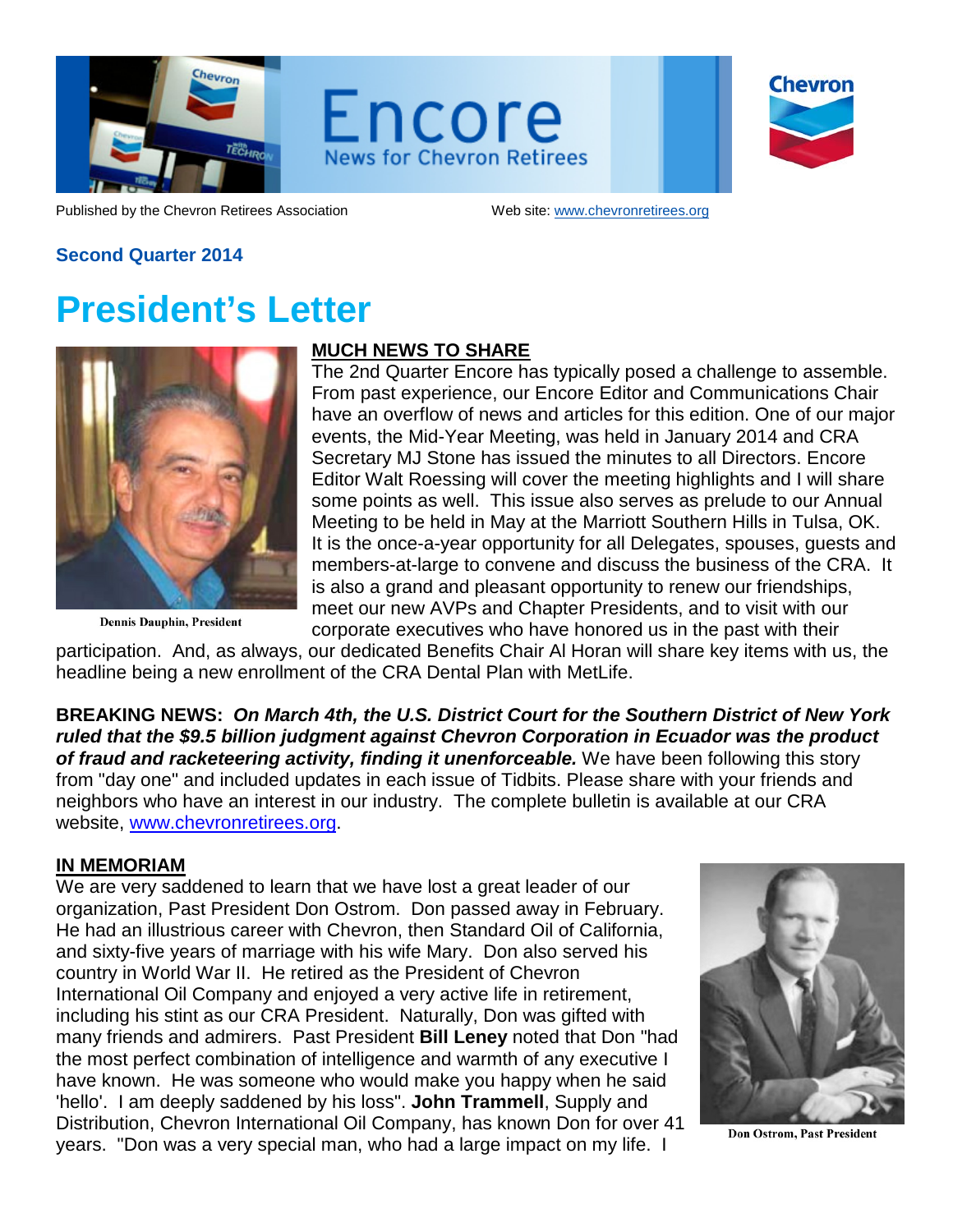# Encore

News for Chevron Retirees

Published by the Chevron Retirees Association

Web site: www.chevronretirees.org

**Second Quarter 2014**

# President's Letter

Dennis Dauphin, President

## MUCH NEWS TO SHARE

The 2nd Quarter Encore has typically posed a challenge to assemble. From past experience, our Encore Editor and Communications Chair have an overflow of news and articles for this edition. One of our major events, the Mid-Year Meeting, was held in January 2014 and CRA Secretary MJ Stone has issued the minutes to all Directors. Encore Editor Walt Roessing will cover the meeting highlights and I will share some points as well. This issue also serves as prelude to our Annual Meeting to be held in May at the Marriott Southern Hills in Tulsa, OK. It is the once-a-year opportunity for all Delegates, spouses, guests and members-at-large to convene and discuss the business of the CRA. It is also a grand and pleasant opportunity to renew our friendships, meet our new AVPs and Chapter Presidents, and to visit with our corporate executives who have honored us in the past with their participation. And, as always, our dedicated Benefits Chair Al Horan will share key items with us, the headline being a new enrollment of the CRA Dental Plan with MetLife.

**BREAKING NEWS:** ***On March 4th, the U.S. District Court for the Southern District of New York ruled that the $9.5 billion judgment against Chevron Corporation in Ecuador was the product of fraud and racketeering activity, finding it unenforceable.*** We have been following this story from "day one" and included updates in each issue of Tidbits. Please share with your friends and neighbors who have an interest in our industry. The complete bulletin is available at our CRA website, www.chevronretirees.org.

## IN MEMORIAM

We are very saddened to learn that we have lost a great leader of our organization, Past President Don Ostrom. Don passed away in February. He had an illustrious career with Chevron, then Standard Oil of California, and sixty-five years of marriage with his wife Mary. Don also served his country in World War II. He retired as the President of Chevron International Oil Company and enjoyed a very active life in retirement, including his stint as our CRA President. Naturally, Don was gifted with many friends and admirers. Past President **Bill Leney** noted that Don "had the most perfect combination of intelligence and warmth of any executive I have known. He was someone who would make you happy when he said 'hello'. I am deeply saddened by his loss". **John Trammell**, Supply and Distribution, Chevron International Oil Company, has known Don for over 41 years. "Don was a very special man, who had a large impact on my life. I

Don Ostrom, Past President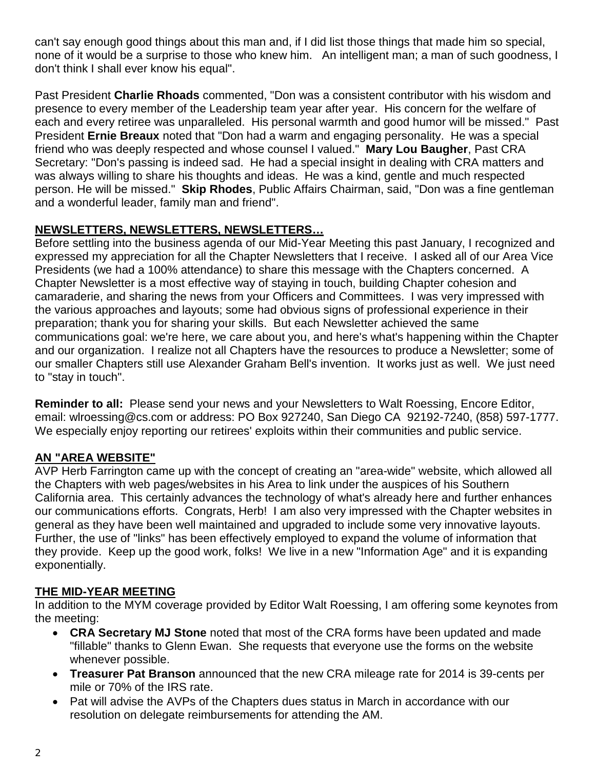can't say enough good things about this man and, if I did list those things that made him so special, none of it would be a surprise to those who knew him. An intelligent man; a man of such goodness, I don't think I shall ever know his equal".

Past President **Charlie Rhoads** commented, "Don was a consistent contributor with his wisdom and presence to every member of the Leadership team year after year. His concern for the welfare of each and every retiree was unparalleled. His personal warmth and good humor will be missed." Past President **Ernie Breaux** noted that "Don had a warm and engaging personality. He was a special friend who was deeply respected and whose counsel I valued." **Mary Lou Baugher**, Past CRA Secretary: "Don's passing is indeed sad. He had a special insight in dealing with CRA matters and was always willing to share his thoughts and ideas. He was a kind, gentle and much respected person. He will be missed." **Skip Rhodes**, Public Affairs Chairman, said, "Don was a fine gentleman and a wonderful leader, family man and friend".

## NEWSLETTERS, NEWSLETTERS, NEWSLETTERS…

Before settling into the business agenda of our Mid-Year Meeting this past January, I recognized and expressed my appreciation for all the Chapter Newsletters that I receive. I asked all of our Area Vice Presidents (we had a 100% attendance) to share this message with the Chapters concerned. A Chapter Newsletter is a most effective way of staying in touch, building Chapter cohesion and camaraderie, and sharing the news from your Officers and Committees. I was very impressed with the various approaches and layouts; some had obvious signs of professional experience in their preparation; thank you for sharing your skills. But each Newsletter achieved the same communications goal: we're here, we care about you, and here's what's happening within the Chapter and our organization. I realize not all Chapters have the resources to produce a Newsletter; some of our smaller Chapters still use Alexander Graham Bell's invention. It works just as well. We just need to "stay in touch".

**Reminder to all:** Please send your news and your Newsletters to Walt Roessing, Encore Editor, email: wlroessing@cs.com or address: PO Box 927240, San Diego CA 92192-7240, (858) 597-1777. We especially enjoy reporting our retirees' exploits within their communities and public service.

## AN "AREA WEBSITE"

AVP Herb Farrington came up with the concept of creating an "area-wide" website, which allowed all the Chapters with web pages/websites in his Area to link under the auspices of his Southern California area. This certainly advances the technology of what's already here and further enhances our communications efforts. Congrats, Herb! I am also very impressed with the Chapter websites in general as they have been well maintained and upgraded to include some very innovative layouts. Further, the use of "links" has been effectively employed to expand the volume of information that they provide. Keep up the good work, folks! We live in a new "Information Age" and it is expanding exponentially.

## THE MID-YEAR MEETING

In addition to the MYM coverage provided by Editor Walt Roessing, I am offering some keynotes from the meeting:

- **CRA Secretary MJ Stone** noted that most of the CRA forms have been updated and made "fillable" thanks to Glenn Ewan. She requests that everyone use the forms on the website whenever possible.
- **Treasurer Pat Branson** announced that the new CRA mileage rate for 2014 is 39-cents per mile or 70% of the IRS rate.
- Pat will advise the AVPs of the Chapters dues status in March in accordance with our resolution on delegate reimbursements for attending the AM.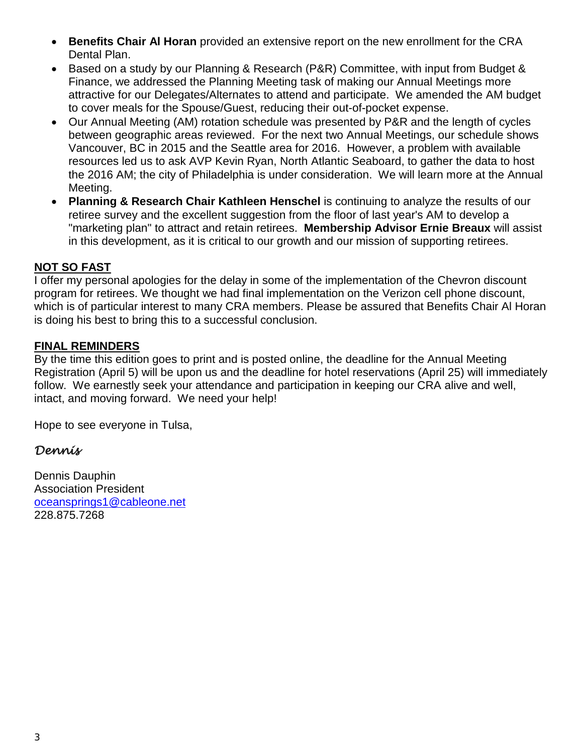- **Benefits Chair Al Horan** provided an extensive report on the new enrollment for the CRA Dental Plan.
- Based on a study by our Planning & Research (P&R) Committee, with input from Budget & Finance, we addressed the Planning Meeting task of making our Annual Meetings more attractive for our Delegates/Alternates to attend and participate. We amended the AM budget to cover meals for the Spouse/Guest, reducing their out-of-pocket expense.
- Our Annual Meeting (AM) rotation schedule was presented by P&R and the length of cycles between geographic areas reviewed. For the next two Annual Meetings, our schedule shows Vancouver, BC in 2015 and the Seattle area for 2016. However, a problem with available resources led us to ask AVP Kevin Ryan, North Atlantic Seaboard, to gather the data to host the 2016 AM; the city of Philadelphia is under consideration. We will learn more at the Annual Meeting.
- **Planning & Research Chair Kathleen Henschel** is continuing to analyze the results of our retiree survey and the excellent suggestion from the floor of last year's AM to develop a "marketing plan" to attract and retain retirees. **Membership Advisor Ernie Breaux** will assist in this development, as it is critical to our growth and our mission of supporting retirees.

**NOT SO FAST**

I offer my personal apologies for the delay in some of the implementation of the Chevron discount program for retirees. We thought we had final implementation on the Verizon cell phone discount, which is of particular interest to many CRA members. Please be assured that Benefits Chair Al Horan is doing his best to bring this to a successful conclusion.

**FINAL REMINDERS**

By the time this edition goes to print and is posted online, the deadline for the Annual Meeting Registration (April 5) will be upon us and the deadline for hotel reservations (April 25) will immediately follow. We earnestly seek your attendance and participation in keeping our CRA alive and well, intact, and moving forward. We need your help!

Hope to see everyone in Tulsa,

*Dennis*

Dennis Dauphin
Association President
oceansprings1@cableone.net
228.875.7268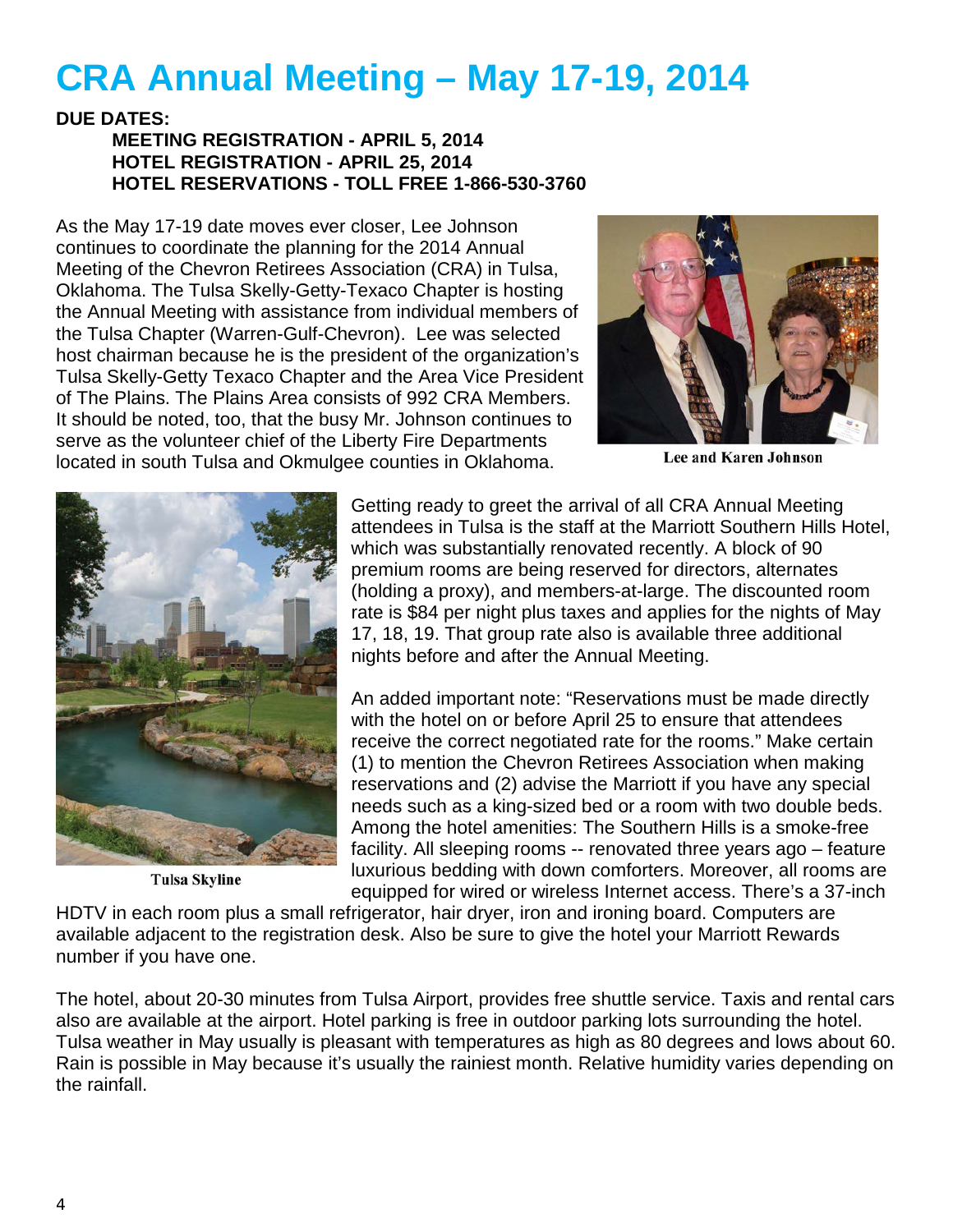# CRA Annual Meeting – May 17-19, 2014

**DUE DATES:**

**MEETING REGISTRATION - APRIL 5, 2014**
**HOTEL REGISTRATION - APRIL 25, 2014**
**HOTEL RESERVATIONS - TOLL FREE 1-866-530-3760**

As the May 17-19 date moves ever closer, Lee Johnson continues to coordinate the planning for the 2014 Annual Meeting of the Chevron Retirees Association (CRA) in Tulsa, Oklahoma. The Tulsa Skelly-Getty-Texaco Chapter is hosting the Annual Meeting with assistance from individual members of the Tulsa Chapter (Warren-Gulf-Chevron). Lee was selected host chairman because he is the president of the organization's Tulsa Skelly-Getty Texaco Chapter and the Area Vice President of The Plains. The Plains Area consists of 992 CRA Members. It should be noted, too, that the busy Mr. Johnson continues to serve as the volunteer chief of the Liberty Fire Departments located in south Tulsa and Okmulgee counties in Oklahoma.

Lee and Karen Johnson

Tulsa Skyline

Getting ready to greet the arrival of all CRA Annual Meeting attendees in Tulsa is the staff at the Marriott Southern Hills Hotel, which was substantially renovated recently. A block of 90 premium rooms are being reserved for directors, alternates (holding a proxy), and members-at-large. The discounted room rate is $84 per night plus taxes and applies for the nights of May 17, 18, 19. That group rate also is available three additional nights before and after the Annual Meeting.

An added important note: "Reservations must be made directly with the hotel on or before April 25 to ensure that attendees receive the correct negotiated rate for the rooms." Make certain (1) to mention the Chevron Retirees Association when making reservations and (2) advise the Marriott if you have any special needs such as a king-sized bed or a room with two double beds. Among the hotel amenities: The Southern Hills is a smoke-free facility. All sleeping rooms -- renovated three years ago – feature luxurious bedding with down comforters. Moreover, all rooms are equipped for wired or wireless Internet access. There's a 37-inch HDTV in each room plus a small refrigerator, hair dryer, iron and ironing board. Computers are available adjacent to the registration desk. Also be sure to give the hotel your Marriott Rewards number if you have one.

The hotel, about 20-30 minutes from Tulsa Airport, provides free shuttle service. Taxis and rental cars also are available at the airport. Hotel parking is free in outdoor parking lots surrounding the hotel. Tulsa weather in May usually is pleasant with temperatures as high as 80 degrees and lows about 60. Rain is possible in May because it's usually the rainiest month. Relative humidity varies depending on the rainfall.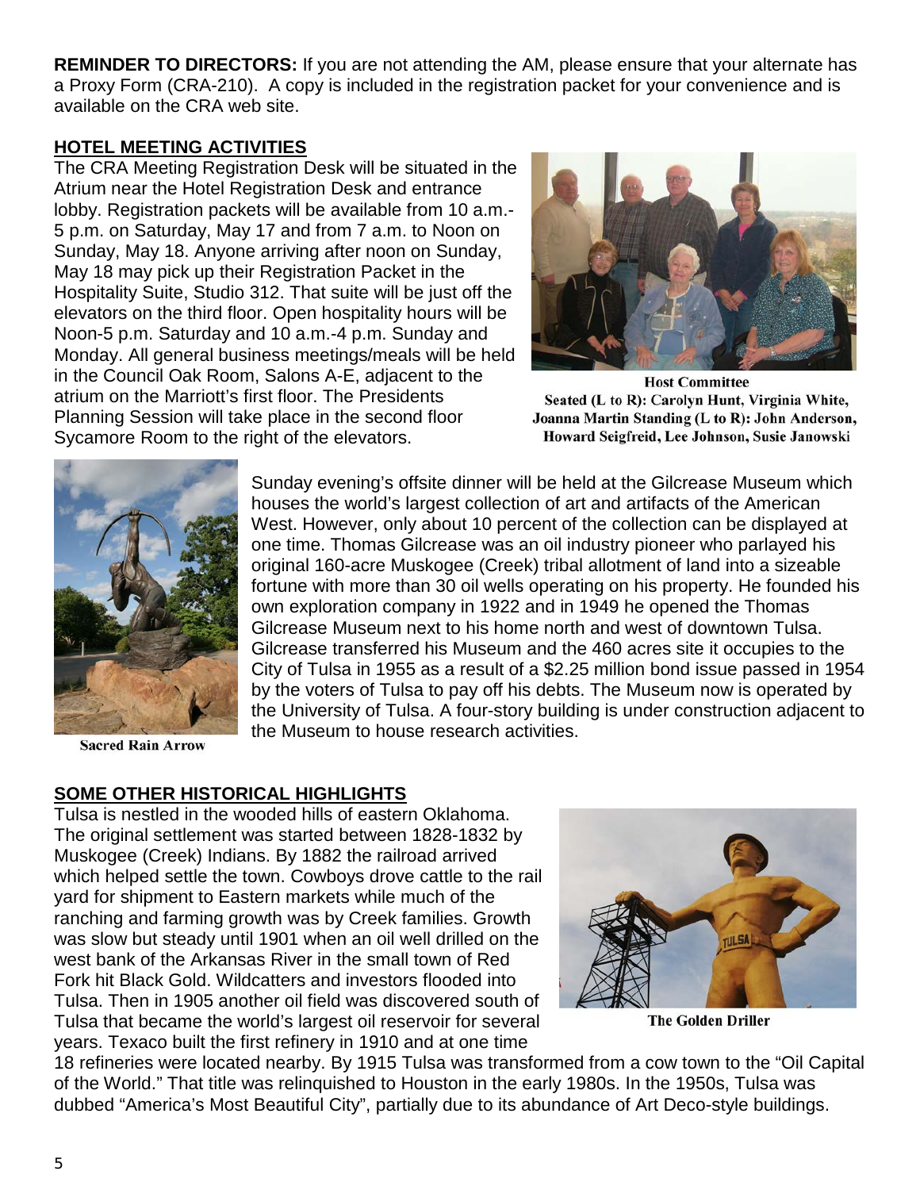**REMINDER TO DIRECTORS:** If you are not attending the AM, please ensure that your alternate has a Proxy Form (CRA-210). A copy is included in the registration packet for your convenience and is available on the CRA web site.

## HOTEL MEETING ACTIVITIES

The CRA Meeting Registration Desk will be situated in the Atrium near the Hotel Registration Desk and entrance lobby. Registration packets will be available from 10 a.m.-5 p.m. on Saturday, May 17 and from 7 a.m. to Noon on Sunday, May 18. Anyone arriving after noon on Sunday, May 18 may pick up their Registration Packet in the Hospitality Suite, Studio 312. That suite will be just off the elevators on the third floor. Open hospitality hours will be Noon-5 p.m. Saturday and 10 a.m.-4 p.m. Sunday and Monday. All general business meetings/meals will be held in the Council Oak Room, Salons A-E, adjacent to the atrium on the Marriott's first floor. The Presidents Planning Session will take place in the second floor Sycamore Room to the right of the elevators.

**Host Committee**
**Seated (L to R): Carolyn Hunt, Virginia White, Joanna Martin Standing (L to R): John Anderson, Howard Seigfreid, Lee Johnson, Susie Janowski**

Sunday evening's offsite dinner will be held at the Gilcrease Museum which houses the world's largest collection of art and artifacts of the American West. However, only about 10 percent of the collection can be displayed at one time. Thomas Gilcrease was an oil industry pioneer who parlayed his original 160-acre Muskogee (Creek) tribal allotment of land into a sizeable fortune with more than 30 oil wells operating on his property. He founded his own exploration company in 1922 and in 1949 he opened the Thomas Gilcrease Museum next to his home north and west of downtown Tulsa. Gilcrease transferred his Museum and the 460 acres site it occupies to the City of Tulsa in 1955 as a result of a $2.25 million bond issue passed in 1954 by the voters of Tulsa to pay off his debts. The Museum now is operated by the University of Tulsa. A four-story building is under construction adjacent to the Museum to house research activities.

**Sacred Rain Arrow**

## SOME OTHER HISTORICAL HIGHLIGHTS

Tulsa is nestled in the wooded hills of eastern Oklahoma. The original settlement was started between 1828-1832 by Muskogee (Creek) Indians. By 1882 the railroad arrived which helped settle the town. Cowboys drove cattle to the rail yard for shipment to Eastern markets while much of the ranching and farming growth was by Creek families. Growth was slow but steady until 1901 when an oil well drilled on the west bank of the Arkansas River in the small town of Red Fork hit Black Gold. Wildcatters and investors flooded into Tulsa. Then in 1905 another oil field was discovered south of Tulsa that became the world's largest oil reservoir for several years. Texaco built the first refinery in 1910 and at one time 18 refineries were located nearby. By 1915 Tulsa was transformed from a cow town to the "Oil Capital of the World." That title was relinquished to Houston in the early 1980s. In the 1950s, Tulsa was dubbed "America's Most Beautiful City", partially due to its abundance of Art Deco-style buildings.

**The Golden Driller**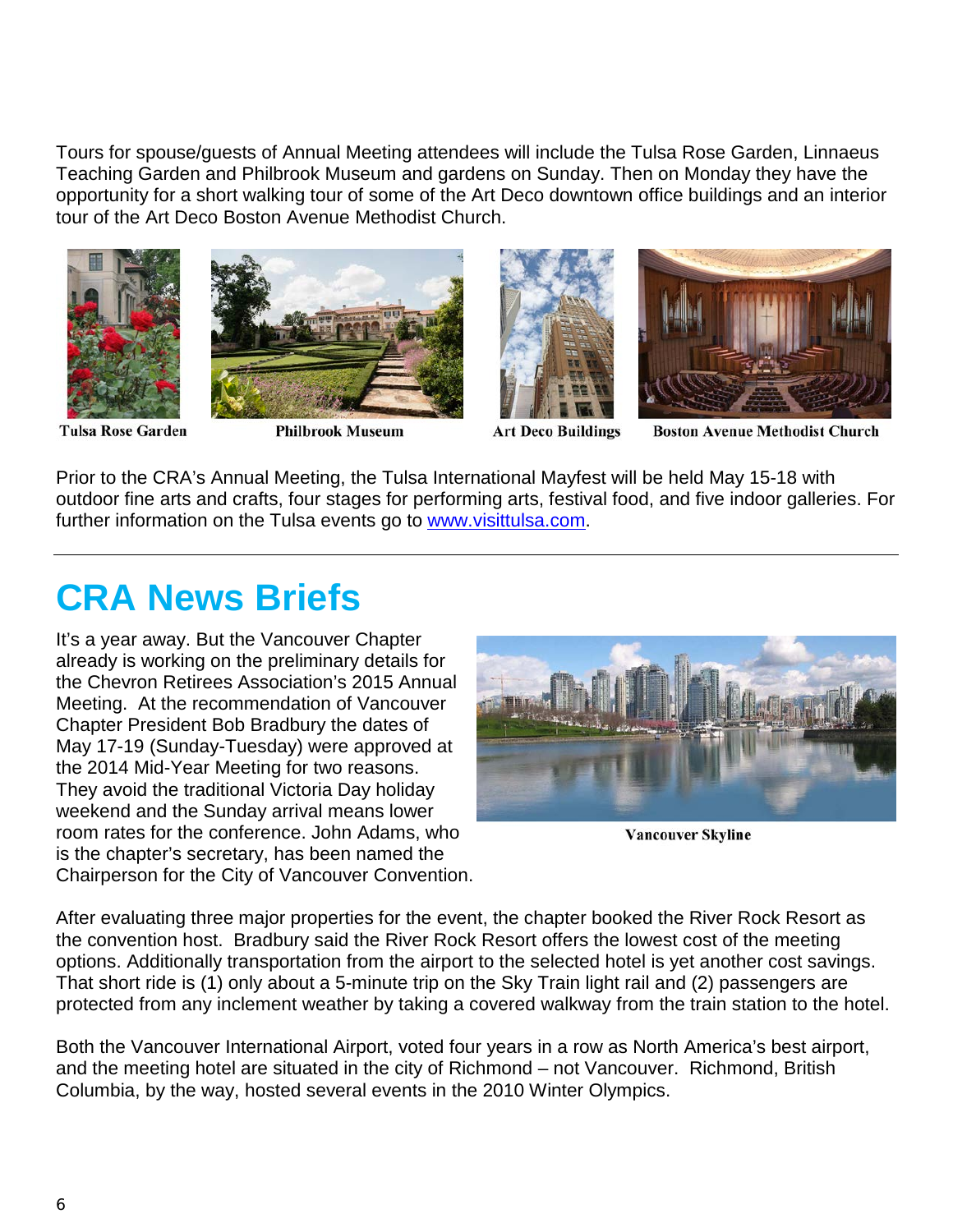Tours for spouse/guests of Annual Meeting attendees will include the Tulsa Rose Garden, Linnaeus Teaching Garden and Philbrook Museum and gardens on Sunday. Then on Monday they have the opportunity for a short walking tour of some of the Art Deco downtown office buildings and an interior tour of the Art Deco Boston Avenue Methodist Church.

Tulsa Rose Garden

Philbrook Museum

Art Deco Buildings

Boston Avenue Methodist Church

Prior to the CRA's Annual Meeting, the Tulsa International Mayfest will be held May 15-18 with outdoor fine arts and crafts, four stages for performing arts, festival food, and five indoor galleries. For further information on the Tulsa events go to [www.visittulsa.com](http://www.visittulsa.com).

---

# CRA News Briefs

It's a year away. But the Vancouver Chapter already is working on the preliminary details for the Chevron Retirees Association's 2015 Annual Meeting. At the recommendation of Vancouver Chapter President Bob Bradbury the dates of May 17-19 (Sunday-Tuesday) were approved at the 2014 Mid-Year Meeting for two reasons. They avoid the traditional Victoria Day holiday weekend and the Sunday arrival means lower room rates for the conference. John Adams, who is the chapter's secretary, has been named the Chairperson for the City of Vancouver Convention.

Vancouver Skyline

After evaluating three major properties for the event, the chapter booked the River Rock Resort as the convention host. Bradbury said the River Rock Resort offers the lowest cost of the meeting options. Additionally transportation from the airport to the selected hotel is yet another cost savings. That short ride is (1) only about a 5-minute trip on the Sky Train light rail and (2) passengers are protected from any inclement weather by taking a covered walkway from the train station to the hotel.

Both the Vancouver International Airport, voted four years in a row as North America's best airport, and the meeting hotel are situated in the city of Richmond – not Vancouver. Richmond, British Columbia, by the way, hosted several events in the 2010 Winter Olympics.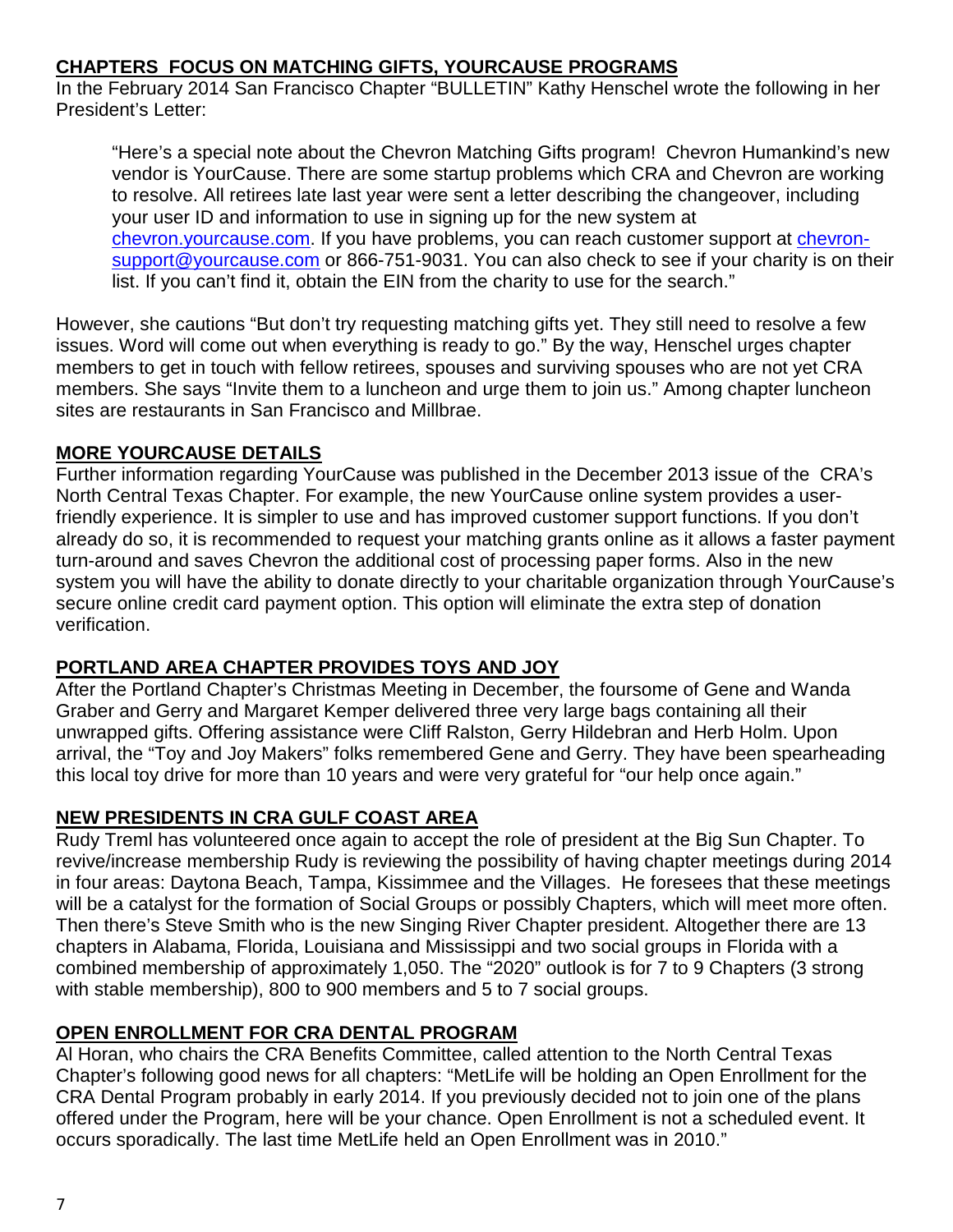## CHAPTERS FOCUS ON MATCHING GIFTS, YOURCAUSE PROGRAMS

In the February 2014 San Francisco Chapter "BULLETIN" Kathy Henschel wrote the following in her President's Letter:

> "Here's a special note about the Chevron Matching Gifts program! Chevron Humankind's new vendor is YourCause. There are some startup problems which CRA and Chevron are working to resolve. All retirees late last year were sent a letter describing the changeover, including your user ID and information to use in signing up for the new system at chevron.yourcause.com. If you have problems, you can reach customer support at chevron-support@yourcause.com or 866-751-9031. You can also check to see if your charity is on their list. If you can't find it, obtain the EIN from the charity to use for the search."

However, she cautions "But don't try requesting matching gifts yet. They still need to resolve a few issues. Word will come out when everything is ready to go." By the way, Henschel urges chapter members to get in touch with fellow retirees, spouses and surviving spouses who are not yet CRA members. She says "Invite them to a luncheon and urge them to join us." Among chapter luncheon sites are restaurants in San Francisco and Millbrae.

## MORE YOURCAUSE DETAILS

Further information regarding YourCause was published in the December 2013 issue of the CRA's North Central Texas Chapter. For example, the new YourCause online system provides a user-friendly experience. It is simpler to use and has improved customer support functions. If you don't already do so, it is recommended to request your matching grants online as it allows a faster payment turn-around and saves Chevron the additional cost of processing paper forms. Also in the new system you will have the ability to donate directly to your charitable organization through YourCause's secure online credit card payment option. This option will eliminate the extra step of donation verification.

## PORTLAND AREA CHAPTER PROVIDES TOYS AND JOY

After the Portland Chapter's Christmas Meeting in December, the foursome of Gene and Wanda Graber and Gerry and Margaret Kemper delivered three very large bags containing all their unwrapped gifts. Offering assistance were Cliff Ralston, Gerry Hildebran and Herb Holm. Upon arrival, the "Toy and Joy Makers" folks remembered Gene and Gerry. They have been spearheading this local toy drive for more than 10 years and were very grateful for "our help once again."

## NEW PRESIDENTS IN CRA GULF COAST AREA

Rudy Treml has volunteered once again to accept the role of president at the Big Sun Chapter. To revive/increase membership Rudy is reviewing the possibility of having chapter meetings during 2014 in four areas: Daytona Beach, Tampa, Kissimmee and the Villages. He foresees that these meetings will be a catalyst for the formation of Social Groups or possibly Chapters, which will meet more often. Then there's Steve Smith who is the new Singing River Chapter president. Altogether there are 13 chapters in Alabama, Florida, Louisiana and Mississippi and two social groups in Florida with a combined membership of approximately 1,050. The "2020" outlook is for 7 to 9 Chapters (3 strong with stable membership), 800 to 900 members and 5 to 7 social groups.

## OPEN ENROLLMENT FOR CRA DENTAL PROGRAM

Al Horan, who chairs the CRA Benefits Committee, called attention to the North Central Texas Chapter's following good news for all chapters: "MetLife will be holding an Open Enrollment for the CRA Dental Program probably in early 2014. If you previously decided not to join one of the plans offered under the Program, here will be your chance. Open Enrollment is not a scheduled event. It occurs sporadically. The last time MetLife held an Open Enrollment was in 2010."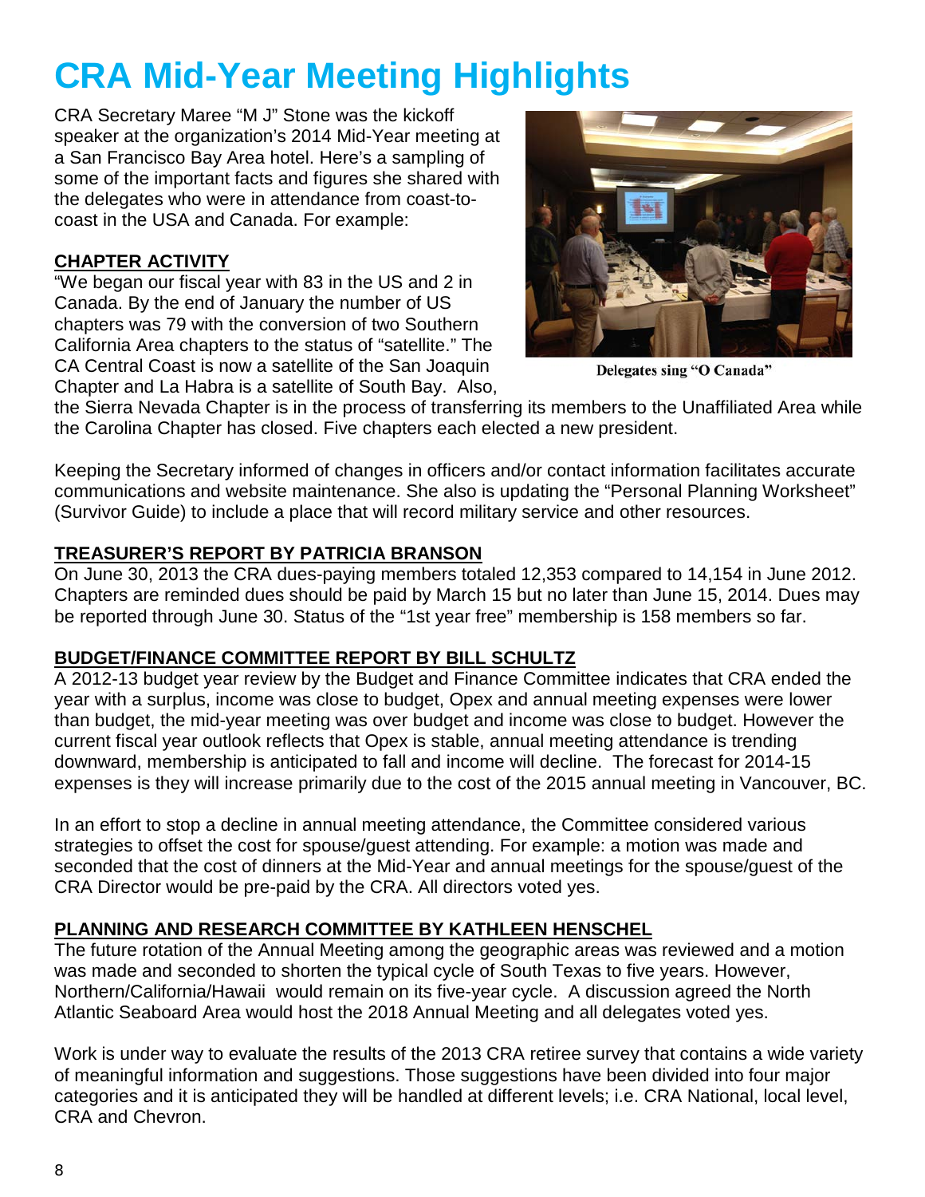# CRA Mid-Year Meeting Highlights

CRA Secretary Maree "M J" Stone was the kickoff speaker at the organization's 2014 Mid-Year meeting at a San Francisco Bay Area hotel. Here's a sampling of some of the important facts and figures she shared with the delegates who were in attendance from coast-to-coast in the USA and Canada. For example:

Delegates sing "O Canada"

## CHAPTER ACTIVITY

"We began our fiscal year with 83 in the US and 2 in Canada. By the end of January the number of US chapters was 79 with the conversion of two Southern California Area chapters to the status of "satellite." The CA Central Coast is now a satellite of the San Joaquin Chapter and La Habra is a satellite of South Bay. Also, the Sierra Nevada Chapter is in the process of transferring its members to the Unaffiliated Area while the Carolina Chapter has closed. Five chapters each elected a new president.

Keeping the Secretary informed of changes in officers and/or contact information facilitates accurate communications and website maintenance. She also is updating the "Personal Planning Worksheet" (Survivor Guide) to include a place that will record military service and other resources.

## TREASURER'S REPORT BY PATRICIA BRANSON

On June 30, 2013 the CRA dues-paying members totaled 12,353 compared to 14,154 in June 2012. Chapters are reminded dues should be paid by March 15 but no later than June 15, 2014. Dues may be reported through June 30. Status of the "1st year free" membership is 158 members so far.

## BUDGET/FINANCE COMMITTEE REPORT BY BILL SCHULTZ

A 2012-13 budget year review by the Budget and Finance Committee indicates that CRA ended the year with a surplus, income was close to budget, Opex and annual meeting expenses were lower than budget, the mid-year meeting was over budget and income was close to budget. However the current fiscal year outlook reflects that Opex is stable, annual meeting attendance is trending downward, membership is anticipated to fall and income will decline. The forecast for 2014-15 expenses is they will increase primarily due to the cost of the 2015 annual meeting in Vancouver, BC.

In an effort to stop a decline in annual meeting attendance, the Committee considered various strategies to offset the cost for spouse/guest attending. For example: a motion was made and seconded that the cost of dinners at the Mid-Year and annual meetings for the spouse/guest of the CRA Director would be pre-paid by the CRA. All directors voted yes.

## PLANNING AND RESEARCH COMMITTEE BY KATHLEEN HENSCHEL

The future rotation of the Annual Meeting among the geographic areas was reviewed and a motion was made and seconded to shorten the typical cycle of South Texas to five years. However, Northern/California/Hawaii would remain on its five-year cycle. A discussion agreed the North Atlantic Seaboard Area would host the 2018 Annual Meeting and all delegates voted yes.

Work is under way to evaluate the results of the 2013 CRA retiree survey that contains a wide variety of meaningful information and suggestions. Those suggestions have been divided into four major categories and it is anticipated they will be handled at different levels; i.e. CRA National, local level, CRA and Chevron.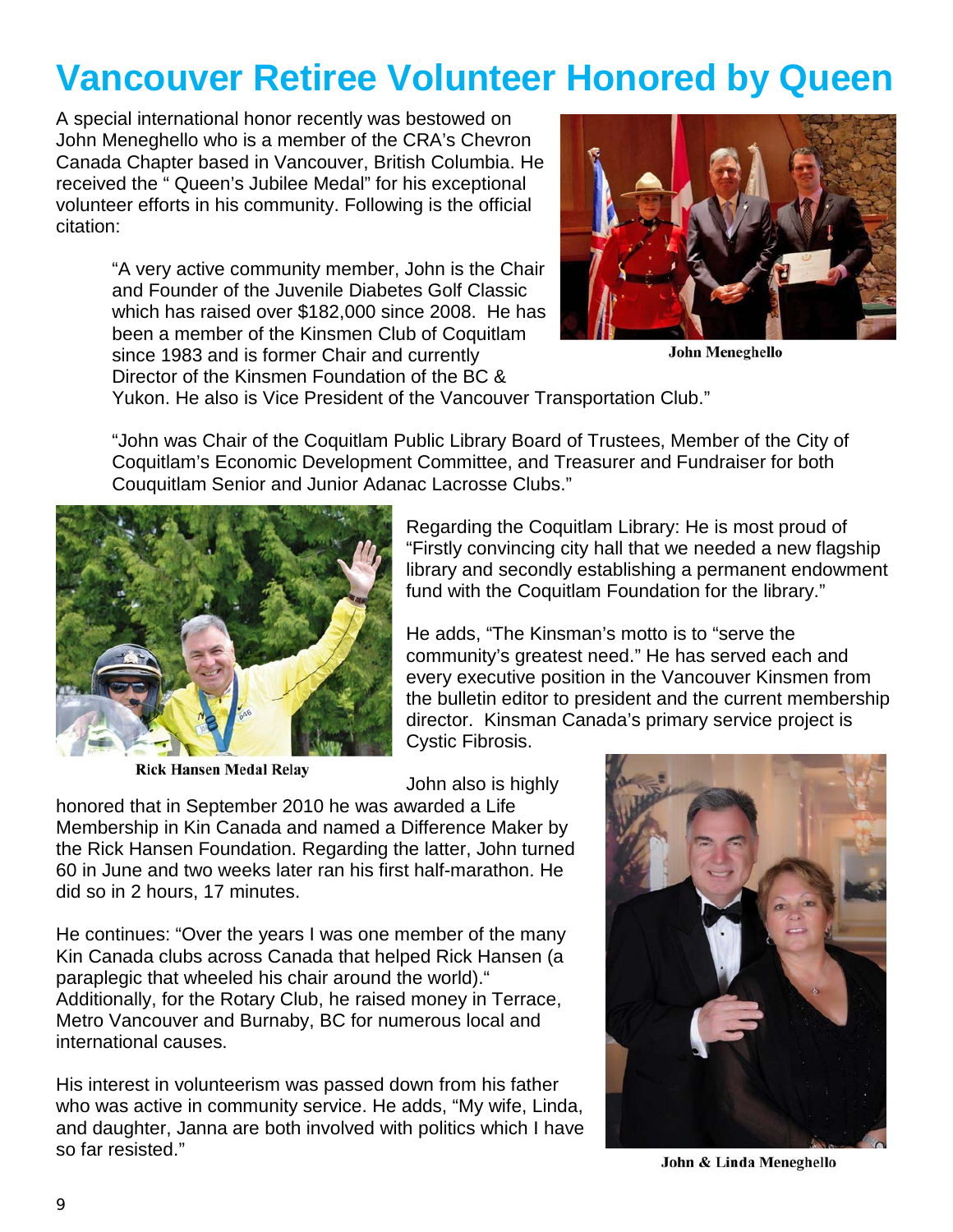# Vancouver Retiree Volunteer Honored by Queen

A special international honor recently was bestowed on John Meneghello who is a member of the CRA's Chevron Canada Chapter based in Vancouver, British Columbia. He received the " Queen's Jubilee Medal" for his exceptional volunteer efforts in his community. Following is the official citation:

> "A very active community member, John is the Chair and Founder of the Juvenile Diabetes Golf Classic which has raised over $182,000 since 2008. He has been a member of the Kinsmen Club of Coquitlam since 1983 and is former Chair and currently Director of the Kinsmen Foundation of the BC & Yukon. He also is Vice President of the Vancouver Transportation Club."
>
> "John was Chair of the Coquitlam Public Library Board of Trustees, Member of the City of Coquitlam's Economic Development Committee, and Treasurer and Fundraiser for both Couquitlam Senior and Junior Adanac Lacrosse Clubs."

John Meneghello

Regarding the Coquitlam Library: He is most proud of "Firstly convincing city hall that we needed a new flagship library and secondly establishing a permanent endowment fund with the Coquitlam Foundation for the library."

He adds, "The Kinsman's motto is to "serve the community's greatest need." He has served each and every executive position in the Vancouver Kinsmen from the bulletin editor to president and the current membership director. Kinsman Canada's primary service project is Cystic Fibrosis.

Rick Hansen Medal Relay

John also is highly honored that in September 2010 he was awarded a Life Membership in Kin Canada and named a Difference Maker by the Rick Hansen Foundation. Regarding the latter, John turned 60 in June and two weeks later ran his first half-marathon. He did so in 2 hours, 17 minutes.

He continues: "Over the years I was one member of the many Kin Canada clubs across Canada that helped Rick Hansen (a paraplegic that wheeled his chair around the world)." Additionally, for the Rotary Club, he raised money in Terrace, Metro Vancouver and Burnaby, BC for numerous local and international causes.

His interest in volunteerism was passed down from his father who was active in community service. He adds, "My wife, Linda, and daughter, Janna are both involved with politics which I have so far resisted."

John & Linda Meneghello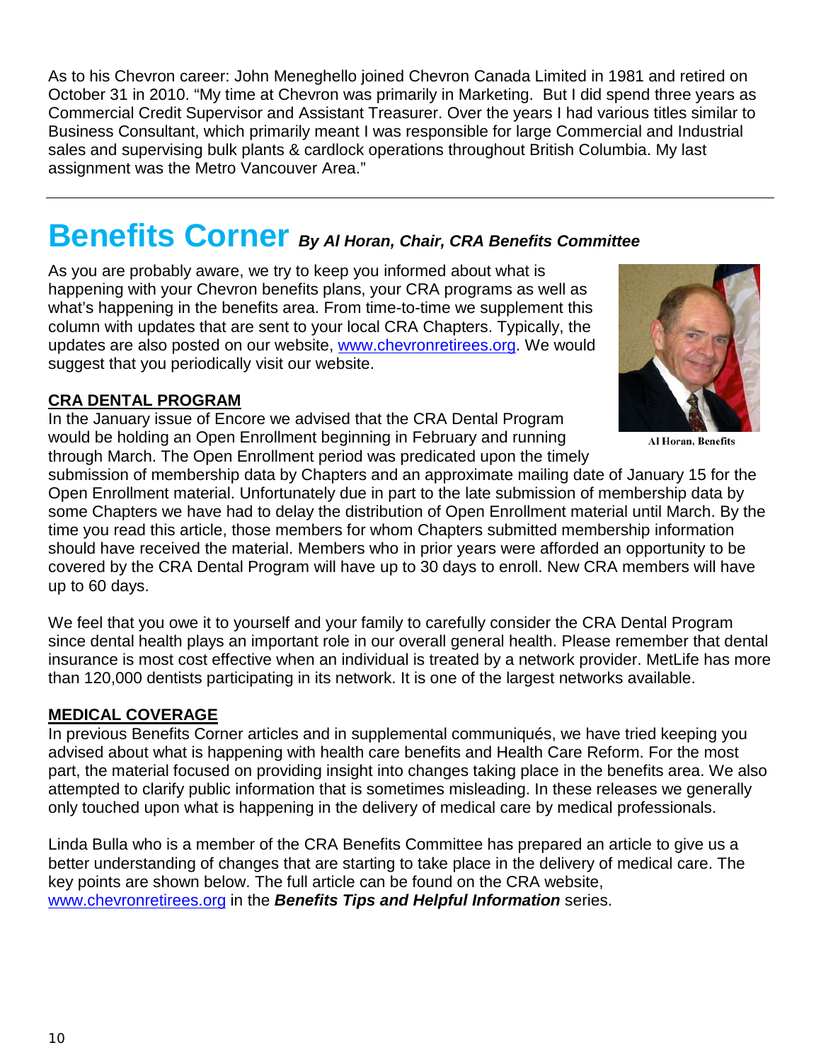As to his Chevron career: John Meneghello joined Chevron Canada Limited in 1981 and retired on October 31 in 2010. "My time at Chevron was primarily in Marketing. But I did spend three years as Commercial Credit Supervisor and Assistant Treasurer. Over the years I had various titles similar to Business Consultant, which primarily meant I was responsible for large Commercial and Industrial sales and supervising bulk plants & cardlock operations throughout British Columbia. My last assignment was the Metro Vancouver Area."

---

# Benefits Corner *By Al Horan, Chair, CRA Benefits Committee*

As you are probably aware, we try to keep you informed about what is happening with your Chevron benefits plans, your CRA programs as well as what's happening in the benefits area. From time-to-time we supplement this column with updates that are sent to your local CRA Chapters. Typically, the updates are also posted on our website, www.chevronretirees.org. We would suggest that you periodically visit our website.

Al Horan, Benefits

## CRA DENTAL PROGRAM

In the January issue of Encore we advised that the CRA Dental Program would be holding an Open Enrollment beginning in February and running through March. The Open Enrollment period was predicated upon the timely submission of membership data by Chapters and an approximate mailing date of January 15 for the Open Enrollment material. Unfortunately due in part to the late submission of membership data by some Chapters we have had to delay the distribution of Open Enrollment material until March. By the time you read this article, those members for whom Chapters submitted membership information should have received the material. Members who in prior years were afforded an opportunity to be covered by the CRA Dental Program will have up to 30 days to enroll. New CRA members will have up to 60 days.

We feel that you owe it to yourself and your family to carefully consider the CRA Dental Program since dental health plays an important role in our overall general health. Please remember that dental insurance is most cost effective when an individual is treated by a network provider. MetLife has more than 120,000 dentists participating in its network. It is one of the largest networks available.

## MEDICAL COVERAGE

In previous Benefits Corner articles and in supplemental communiqués, we have tried keeping you advised about what is happening with health care benefits and Health Care Reform. For the most part, the material focused on providing insight into changes taking place in the benefits area. We also attempted to clarify public information that is sometimes misleading. In these releases we generally only touched upon what is happening in the delivery of medical care by medical professionals.

Linda Bulla who is a member of the CRA Benefits Committee has prepared an article to give us a better understanding of changes that are starting to take place in the delivery of medical care. The key points are shown below. The full article can be found on the CRA website, www.chevronretirees.org in the ***Benefits Tips and Helpful Information*** series.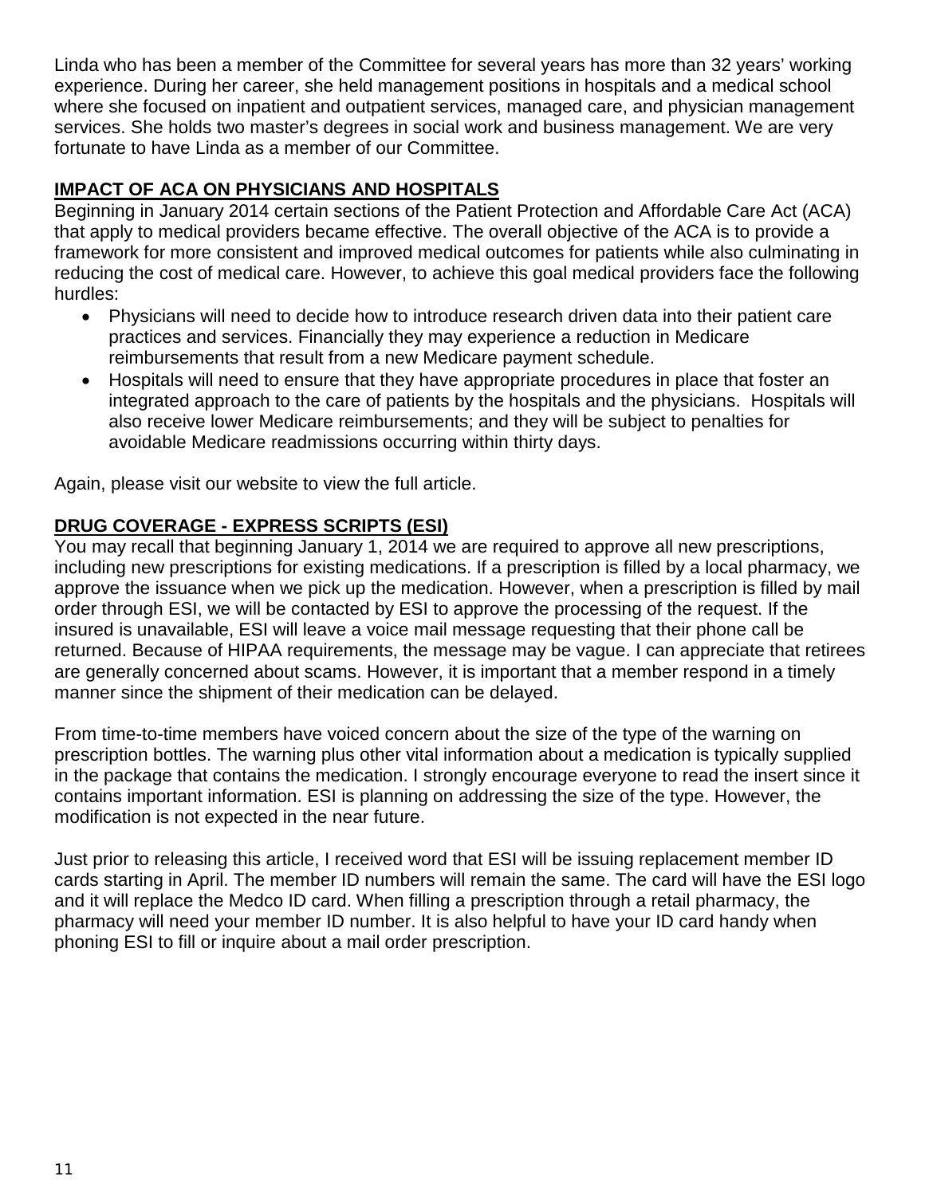Linda who has been a member of the Committee for several years has more than 32 years' working experience. During her career, she held management positions in hospitals and a medical school where she focused on inpatient and outpatient services, managed care, and physician management services. She holds two master's degrees in social work and business management. We are very fortunate to have Linda as a member of our Committee.

## IMPACT OF ACA ON PHYSICIANS AND HOSPITALS

Beginning in January 2014 certain sections of the Patient Protection and Affordable Care Act (ACA) that apply to medical providers became effective. The overall objective of the ACA is to provide a framework for more consistent and improved medical outcomes for patients while also culminating in reducing the cost of medical care. However, to achieve this goal medical providers face the following hurdles:

- Physicians will need to decide how to introduce research driven data into their patient care practices and services. Financially they may experience a reduction in Medicare reimbursements that result from a new Medicare payment schedule.
- Hospitals will need to ensure that they have appropriate procedures in place that foster an integrated approach to the care of patients by the hospitals and the physicians. Hospitals will also receive lower Medicare reimbursements; and they will be subject to penalties for avoidable Medicare readmissions occurring within thirty days.

Again, please visit our website to view the full article.

## DRUG COVERAGE - EXPRESS SCRIPTS (ESI)

You may recall that beginning January 1, 2014 we are required to approve all new prescriptions, including new prescriptions for existing medications. If a prescription is filled by a local pharmacy, we approve the issuance when we pick up the medication. However, when a prescription is filled by mail order through ESI, we will be contacted by ESI to approve the processing of the request. If the insured is unavailable, ESI will leave a voice mail message requesting that their phone call be returned. Because of HIPAA requirements, the message may be vague. I can appreciate that retirees are generally concerned about scams. However, it is important that a member respond in a timely manner since the shipment of their medication can be delayed.

From time-to-time members have voiced concern about the size of the type of the warning on prescription bottles. The warning plus other vital information about a medication is typically supplied in the package that contains the medication. I strongly encourage everyone to read the insert since it contains important information. ESI is planning on addressing the size of the type. However, the modification is not expected in the near future.

Just prior to releasing this article, I received word that ESI will be issuing replacement member ID cards starting in April. The member ID numbers will remain the same. The card will have the ESI logo and it will replace the Medco ID card. When filling a prescription through a retail pharmacy, the pharmacy will need your member ID number. It is also helpful to have your ID card handy when phoning ESI to fill or inquire about a mail order prescription.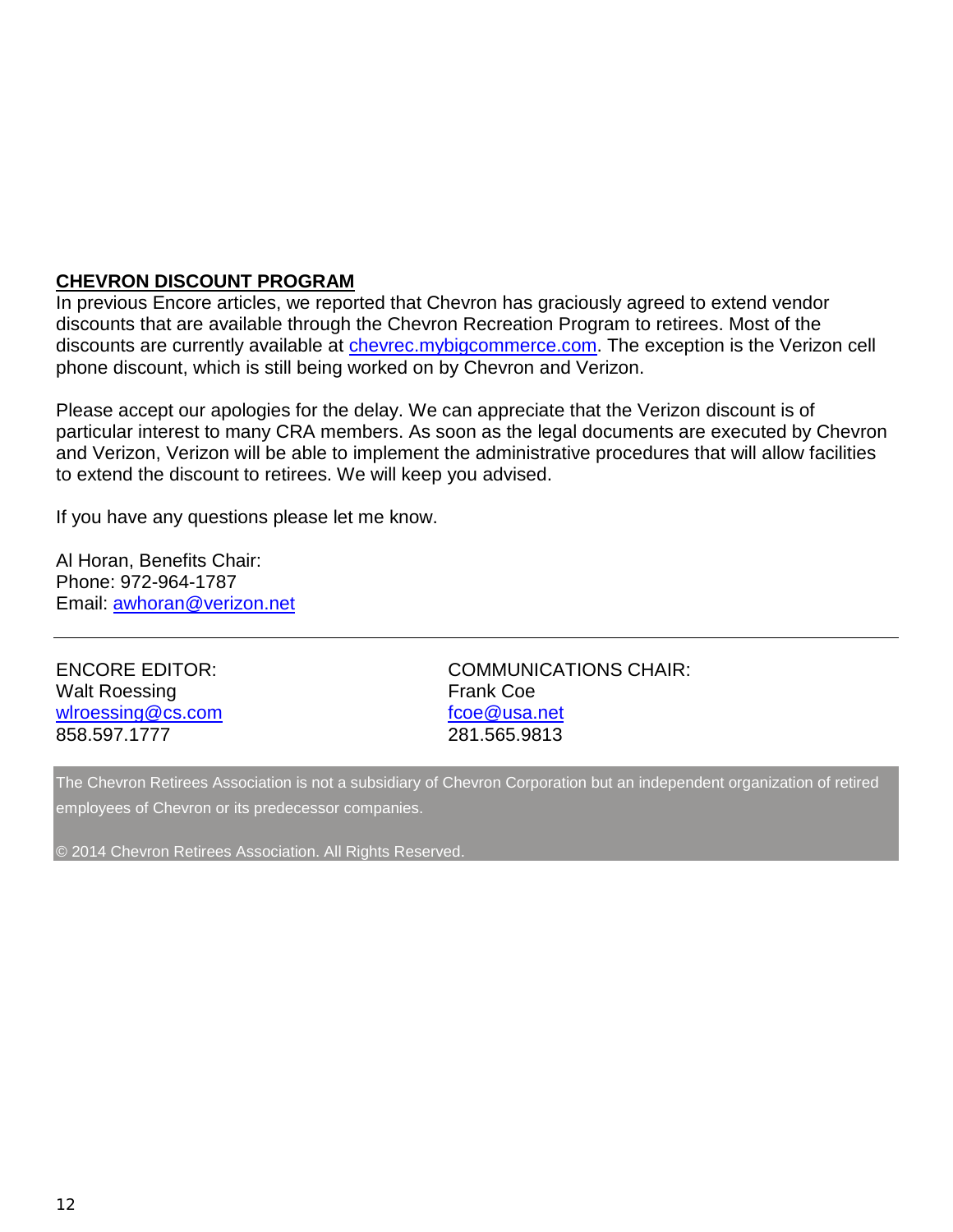## CHEVRON DISCOUNT PROGRAM

In previous Encore articles, we reported that Chevron has graciously agreed to extend vendor discounts that are available through the Chevron Recreation Program to retirees. Most of the discounts are currently available at chevrec.mybigcommerce.com. The exception is the Verizon cell phone discount, which is still being worked on by Chevron and Verizon.

Please accept our apologies for the delay. We can appreciate that the Verizon discount is of particular interest to many CRA members. As soon as the legal documents are executed by Chevron and Verizon, Verizon will be able to implement the administrative procedures that will allow facilities to extend the discount to retirees. We will keep you advised.

If you have any questions please let me know.

Al Horan, Benefits Chair:
Phone: 972-964-1787
Email: awhoran@verizon.net

---

ENCORE EDITOR:
Walt Roessing
wlroessing@cs.com
858.597.1777

COMMUNICATIONS CHAIR:
Frank Coe
fcoe@usa.net
281.565.9813

The Chevron Retirees Association is not a subsidiary of Chevron Corporation but an independent organization of retired employees of Chevron or its predecessor companies.

© 2014 Chevron Retirees Association. All Rights Reserved.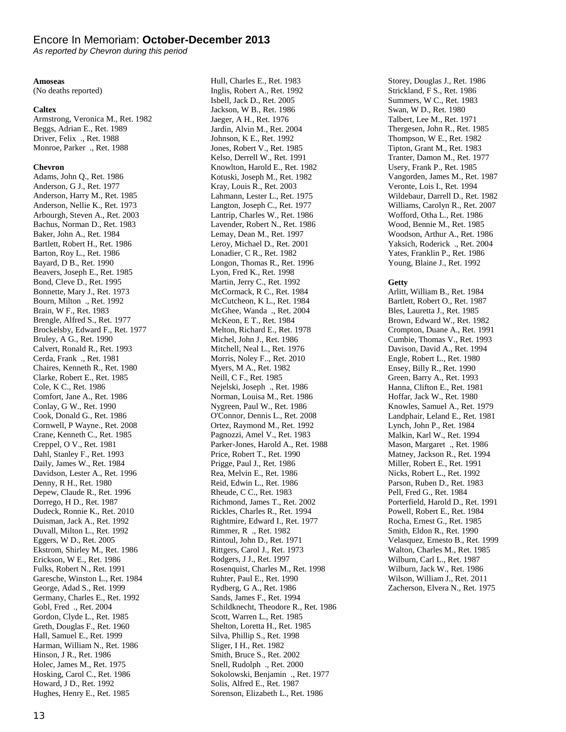# Encore In Memoriam: **October-December 2013**

*As reported by Chevron during this period*

**Amoseas**
(No deaths reported)

**Caltex**
Armstrong, Veronica M., Ret. 1982
Beggs, Adrian E., Ret. 1989
Driver, Felix ., Ret. 1988
Monroe, Parker ., Ret. 1988

**Chevron**
Adams, John Q., Ret. 1986
Anderson, G J., Ret. 1977
Anderson, Harry M., Ret. 1985
Anderson, Nellie K., Ret. 1973
Arbourgh, Steven A., Ret. 2003
Bachus, Norman D., Ret. 1983
Baker, John A., Ret. 1984
Bartlett, Robert H., Ret. 1986
Barton, Roy L., Ret. 1986
Bayard, D B., Ret. 1990
Beavers, Joseph E., Ret. 1985
Bond, Cleve D., Ret. 1995
Bonnette, Mary J., Ret. 1973
Bourn, Milton ., Ret. 1992
Brain, W F., Ret. 1983
Brengle, Alfred S., Ret. 1977
Brockelsby, Edward F., Ret. 1977
Bruley, A G., Ret. 1990
Calvert, Ronald R., Ret. 1993
Cerda, Frank ., Ret. 1981
Chaires, Kenneth R., Ret. 1980
Clarke, Robert E., Ret. 1985
Cole, K C., Ret. 1986
Comfort, Jane A., Ret. 1986
Conlay, G W., Ret. 1990
Cook, Donald G., Ret. 1986
Cornwell, P Wayne., Ret. 2008
Crane, Kenneth C., Ret. 1985
Creppel, O V., Ret. 1981
Dahl, Stanley F., Ret. 1993
Daily, James W., Ret. 1984
Davidson, Lester A., Ret. 1996
Denny, R H., Ret. 1980
Depew, Claude R., Ret. 1996
Dorrego, H D., Ret. 1987
Dudeck, Ronnie K., Ret. 2010
Duisman, Jack A., Ret. 1992
Duvall, Milton L., Ret. 1992
Eggers, W D., Ret. 2005
Ekstrom, Shirley M., Ret. 1986
Erickson, W E., Ret. 1986
Fulks, Robert N., Ret. 1991
Garesche, Winston L., Ret. 1984
George, Adad S., Ret. 1999
Germany, Charles E., Ret. 1992
Gobl, Fred ., Ret. 2004
Gordon, Clyde L., Ret. 1985
Greth, Douglas F., Ret. 1960
Hall, Samuel E., Ret. 1999
Harman, William N., Ret. 1986
Hinson, J R., Ret. 1986
Holec, James M., Ret. 1975
Hosking, Carol C., Ret. 1986
Howard, J D., Ret. 1992
Hughes, Henry E., Ret. 1985
Hull, Charles E., Ret. 1983
Inglis, Robert A., Ret. 1992
Isbell, Jack D., Ret. 2005
Jackson, W B., Ret. 1986
Jaeger, A H., Ret. 1976
Jardin, Alvin M., Ret. 2004
Johnson, K E., Ret. 1992
Jones, Robert V., Ret. 1985
Kelso, Derrell W., Ret. 1991
Knowlton, Harold E., Ret. 1982
Kotuski, Joseph M., Ret. 1982
Kray, Louis R., Ret. 2003
Lahmann, Lester L., Ret. 1975
Langton, Joseph C., Ret. 1977
Lantrip, Charles W., Ret. 1986
Lavender, Robert N., Ret. 1986
Lemay, Dean M., Ret. 1997
Leroy, Michael D., Ret. 2001
Lonadier, C R., Ret. 1982
Longon, Thomas R., Ret. 1996
Lyon, Fred K., Ret. 1998
Martin, Jerry C., Ret. 1992
McCormack, R C., Ret. 1984
McCutcheon, K L., Ret. 1984
McGhee, Wanda ., Ret. 2004
McKeon, E T., Ret. 1984
Melton, Richard E., Ret. 1978
Michel, John J., Ret. 1986
Mitchell, Neal L., Ret. 1976
Morris, Noley F.., Ret. 2010
Myers, M A., Ret. 1982
Neill, C F., Ret. 1985
Nejelski, Joseph ., Ret. 1986
Norman, Louisa M., Ret. 1986
Nygreen, Paul W., Ret. 1986
O'Connor, Dennis L., Ret. 2008
Ortez, Raymond M., Ret. 1992
Pagnozzi, Amel V., Ret. 1983
Parker-Jones, Harold A., Ret. 1988
Price, Robert T., Ret. 1990
Prigge, Paul J., Ret. 1986
Rea, Melvin E., Ret. 1986
Reid, Edwin L., Ret. 1986
Rheude, C C., Ret. 1983
Richmond, James T., Ret. 2002
Rickles, Charles R., Ret. 1994
Rightmire, Edward I., Ret. 1977
Rimmer, R ., Ret. 1982
Rintoul, John D., Ret. 1971
Rittgers, Carol J., Ret. 1973
Rodgers, J J., Ret. 1997
Rosenquist, Charles M., Ret. 1998
Ruhter, Paul E., Ret. 1990
Rydberg, G A., Ret. 1986
Sands, James F., Ret. 1994
Schildknecht, Theodore R., Ret. 1986
Scott, Warren L., Ret. 1985
Shelton, Loretta H., Ret. 1985
Silva, Phillip S., Ret. 1998
Sliger, I H., Ret. 1982
Smith, Bruce S., Ret. 2002
Snell, Rudolph ., Ret. 2000
Sokolowski, Benjamin ., Ret. 1977
Solis, Alfred E., Ret. 1987
Sorenson, Elizabeth L., Ret. 1986
Storey, Douglas J., Ret. 1986
Strickland, F S., Ret. 1986
Summers, W C., Ret. 1983
Swan, W D., Ret. 1980
Talbert, Lee M., Ret. 1971
Thergesen, John R., Ret. 1985
Thompson, W E., Ret. 1982
Tipton, Grant M., Ret. 1983
Tranter, Damon M., Ret. 1977
Usery, Frank P., Ret. 1985
Vangorden, James M., Ret. 1987
Veronte, Lois I., Ret. 1994
Wildebaur, Darrell D., Ret. 1982
Williams, Carolyn R., Ret. 2007
Wofford, Otha L., Ret. 1986
Wood, Bennie M., Ret. 1985
Woodson, Arthur A., Ret. 1986
Yaksich, Roderick ., Ret. 2004
Yates, Franklin P., Ret. 1986
Young, Blaine J., Ret. 1992

**Getty**
Arlitt, William B., Ret. 1984
Bartlett, Robert O., Ret. 1987
Bles, Lauretta J., Ret. 1985
Brown, Edward W., Ret. 1982
Crompton, Duane A., Ret. 1991
Cumbie, Thomas V., Ret. 1993
Davison, David A., Ret. 1994
Engle, Robert L., Ret. 1980
Ensey, Billy R., Ret. 1990
Green, Barry A., Ret. 1993
Hanna, Clifton E., Ret. 1981
Hoffar, Jack W., Ret. 1980
Knowles, Samuel A., Ret. 1979
Landphair, Leland E., Ret. 1981
Lynch, John P., Ret. 1984
Malkin, Karl W., Ret. 1994
Mason, Margaret ., Ret. 1986
Matney, Jackson R., Ret. 1994
Miller, Robert E., Ret. 1991
Nicks, Robert L., Ret. 1992
Parson, Ruben D., Ret. 1983
Pell, Fred G., Ret. 1984
Porterfield, Harold D., Ret. 1991
Powell, Robert E., Ret. 1984
Rocha, Ernest G., Ret. 1985
Smith, Eldon R., Ret. 1990
Velasquez, Ernesto B., Ret. 1999
Walton, Charles M., Ret. 1985
Wilburn, Carl L., Ret. 1987
Wilburn, Jack W., Ret. 1986
Wilson, William J., Ret. 2011
Zacherson, Elvera N., Ret. 1975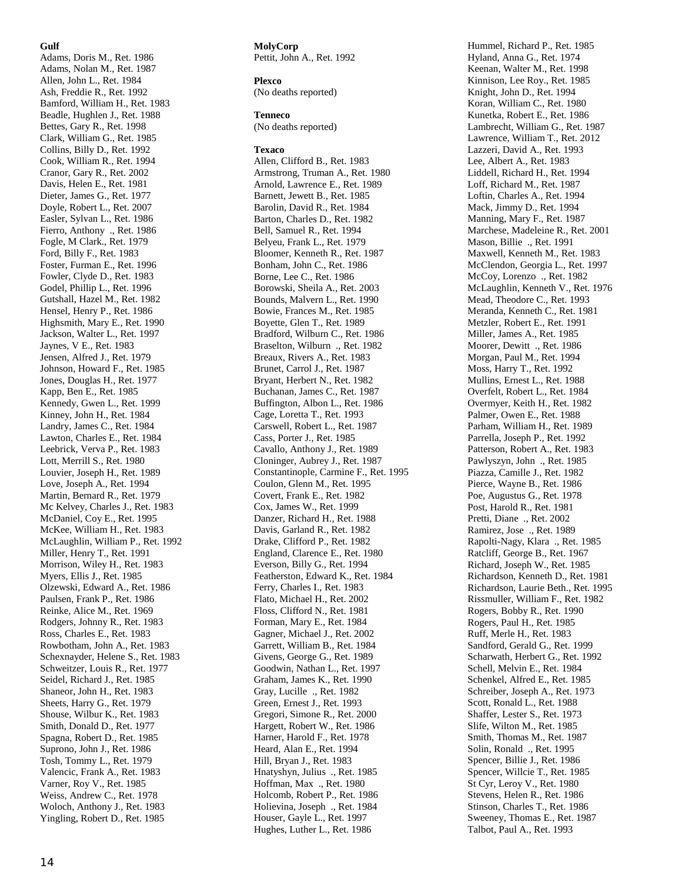**Gulf**

Adams, Doris M., Ret. 1986
Adams, Nolan M., Ret. 1987
Allen, John L., Ret. 1984
Ash, Freddie R., Ret. 1992
Bamford, William H., Ret. 1983
Beadle, Hughlen J., Ret. 1988
Bettes, Gary R., Ret. 1998
Clark, William G., Ret. 1985
Collins, Billy D., Ret. 1992
Cook, William R., Ret. 1994
Cranor, Gary R., Ret. 2002
Davis, Helen E., Ret. 1981
Dieter, James G., Ret. 1977
Doyle, Robert L., Ret. 2007
Easler, Sylvan L., Ret. 1986
Fierro, Anthony ., Ret. 1986
Fogle, M Clark., Ret. 1979
Ford, Billy F., Ret. 1983
Foster, Furman E., Ret. 1996
Fowler, Clyde D., Ret. 1983
Godel, Phillip L., Ret. 1996
Gutshall, Hazel M., Ret. 1982
Hensel, Henry P., Ret. 1986
Highsmith, Mary E., Ret. 1990
Jackson, Walter L., Ret. 1997
Jaynes, V E., Ret. 1983
Jensen, Alfred J., Ret. 1979
Johnson, Howard F., Ret. 1985
Jones, Douglas H., Ret. 1977
Kapp, Ben E., Ret. 1985
Kennedy, Gwen L., Ret. 1999
Kinney, John H., Ret. 1984
Landry, James C., Ret. 1984
Lawton, Charles E., Ret. 1984
Leebrick, Verva P., Ret. 1983
Lott, Merrill S., Ret. 1980
Louvier, Joseph H., Ret. 1989
Love, Joseph A., Ret. 1994
Martin, Bernard R., Ret. 1979
Mc Kelvey, Charles J., Ret. 1983
McDaniel, Coy E., Ret. 1995
McKee, William H., Ret. 1983
McLaughlin, William P., Ret. 1992
Miller, Henry T., Ret. 1991
Morrison, Wiley H., Ret. 1983
Myers, Ellis J., Ret. 1985
Olzewski, Edward A., Ret. 1986
Paulsen, Frank P., Ret. 1986
Reinke, Alice M., Ret. 1969
Rodgers, Johnny R., Ret. 1983
Ross, Charles E., Ret. 1983
Rowbotham, John A., Ret. 1983
Schexnayder, Helene S., Ret. 1983
Schweitzer, Louis R., Ret. 1977
Seidel, Richard J., Ret. 1985
Shaneor, John H., Ret. 1983
Sheets, Harry G., Ret. 1979
Shouse, Wilbur K., Ret. 1983
Smith, Donald D., Ret. 1977
Spagna, Robert D., Ret. 1985
Suprono, John J., Ret. 1986
Tosh, Tommy L., Ret. 1979
Valencic, Frank A., Ret. 1983
Varner, Roy V., Ret. 1985
Weiss, Andrew C., Ret. 1978
Woloch, Anthony J., Ret. 1983
Yingling, Robert D., Ret. 1985

**MolyCorp**

Pettit, John A., Ret. 1992

**Plexco**

(No deaths reported)

**Tenneco**

(No deaths reported)

**Texaco**

Allen, Clifford B., Ret. 1983
Armstrong, Truman A., Ret. 1980
Arnold, Lawrence E., Ret. 1989
Barnett, Jewett B., Ret. 1985
Barolin, David R., Ret. 1984
Barton, Charles D., Ret. 1982
Bell, Samuel R., Ret. 1994
Belyeu, Frank L., Ret. 1979
Bloomer, Kenneth R., Ret. 1987
Bonham, John C., Ret. 1986
Borne, Lee C., Ret. 1986
Borowski, Sheila A., Ret. 2003
Bounds, Malvern L., Ret. 1990
Bowie, Frances M., Ret. 1985
Boyette, Glen T., Ret. 1989
Bradford, Wilburn C., Ret. 1986
Braselton, Wilburn ., Ret. 1982
Breaux, Rivers A., Ret. 1983
Brunet, Carrol J., Ret. 1987
Bryant, Herbert N., Ret. 1982
Buchanan, James C., Ret. 1987
Buffington, Albon L., Ret. 1986
Cage, Loretta T., Ret. 1993
Carswell, Robert L., Ret. 1987
Cass, Porter J., Ret. 1985
Cavallo, Anthony J., Ret. 1989
Cloninger, Aubrey J., Ret. 1987
Constantinople, Carmine F., Ret. 1995
Coulon, Glenn M., Ret. 1995
Covert, Frank E., Ret. 1982
Cox, James W., Ret. 1999
Danzer, Richard H., Ret. 1988
Davis, Garland R., Ret. 1982
Drake, Clifford P., Ret. 1982
England, Clarence E., Ret. 1980
Everson, Billy G., Ret. 1994
Featherston, Edward K., Ret. 1984
Ferry, Charles I., Ret. 1983
Flato, Michael H., Ret. 2002
Floss, Clifford N., Ret. 1981
Forman, Mary E., Ret. 1984
Gagner, Michael J., Ret. 2002
Garrett, William B., Ret. 1984
Givens, George G., Ret. 1989
Goodwin, Nathan L., Ret. 1997
Graham, James K., Ret. 1990
Gray, Lucille ., Ret. 1982
Green, Ernest J., Ret. 1993
Gregori, Simone R., Ret. 2000
Hargett, Robert W., Ret. 1986
Harner, Harold F., Ret. 1978
Heard, Alan E., Ret. 1994
Hill, Bryan J., Ret. 1983
Hnatyshyn, Julius ., Ret. 1985
Hoffman, Max ., Ret. 1980
Holcomb, Robert P., Ret. 1986
Holievina, Joseph ., Ret. 1984
Houser, Gayle L., Ret. 1997
Hughes, Luther L., Ret. 1986
Hummel, Richard P., Ret. 1985
Hyland, Anna G., Ret. 1974
Keenan, Walter M., Ret. 1998
Kinnison, Lee Roy., Ret. 1985
Knight, John D., Ret. 1994
Koran, William C., Ret. 1980
Kunetka, Robert E., Ret. 1986
Lambrecht, William G., Ret. 1987
Lawrence, William T., Ret. 2012
Lazzeri, David A., Ret. 1993
Lee, Albert A., Ret. 1983
Liddell, Richard H., Ret. 1994
Loff, Richard M., Ret. 1987
Loftin, Charles A., Ret. 1994
Mack, Jimmy D., Ret. 1994
Manning, Mary F., Ret. 1987
Marchese, Madeleine R., Ret. 2001
Mason, Billie ., Ret. 1991
Maxwell, Kenneth M., Ret. 1983
McClendon, Georgia L., Ret. 1997
McCoy, Lorenzo ., Ret. 1982
McLaughlin, Kenneth V., Ret. 1976
Mead, Theodore C., Ret. 1993
Meranda, Kenneth C., Ret. 1981
Metzler, Robert E., Ret. 1991
Miller, James A., Ret. 1985
Moorer, Dewitt ., Ret. 1986
Morgan, Paul M., Ret. 1994
Moss, Harry T., Ret. 1992
Mullins, Ernest L., Ret. 1988
Overfelt, Robert L., Ret. 1984
Overmyer, Keith H., Ret. 1982
Palmer, Owen E., Ret. 1988
Parham, William H., Ret. 1989
Parrella, Joseph P., Ret. 1992
Patterson, Robert A., Ret. 1983
Pawlyszyn, John ., Ret. 1985
Piazza, Camille J., Ret. 1982
Pierce, Wayne B., Ret. 1986
Poe, Augustus G., Ret. 1978
Post, Harold R., Ret. 1981
Pretti, Diane ., Ret. 2002
Ramirez, Jose ., Ret. 1989
Rapolti-Nagy, Klara ., Ret. 1985
Ratcliff, George B., Ret. 1967
Richard, Joseph W., Ret. 1985
Richardson, Kenneth D., Ret. 1981
Richardson, Laurie Beth., Ret. 1995
Rissmuller, William F., Ret. 1982
Rogers, Bobby R., Ret. 1990
Rogers, Paul H., Ret. 1985
Ruff, Merle H., Ret. 1983
Sandford, Gerald G., Ret. 1999
Scharwath, Herbert G., Ret. 1992
Schell, Melvin E., Ret. 1984
Schenkel, Alfred E., Ret. 1985
Schreiber, Joseph A., Ret. 1973
Scott, Ronald L., Ret. 1988
Shaffer, Lester S., Ret. 1973
Slife, Wilton M., Ret. 1985
Smith, Thomas M., Ret. 1987
Solin, Ronald ., Ret. 1995
Spencer, Billie J., Ret. 1986
Spencer, Willcie T., Ret. 1985
St Cyr, Leroy V., Ret. 1980
Stevens, Helen R., Ret. 1986
Stinson, Charles T., Ret. 1986
Sweeney, Thomas E., Ret. 1987
Talbot, Paul A., Ret. 1993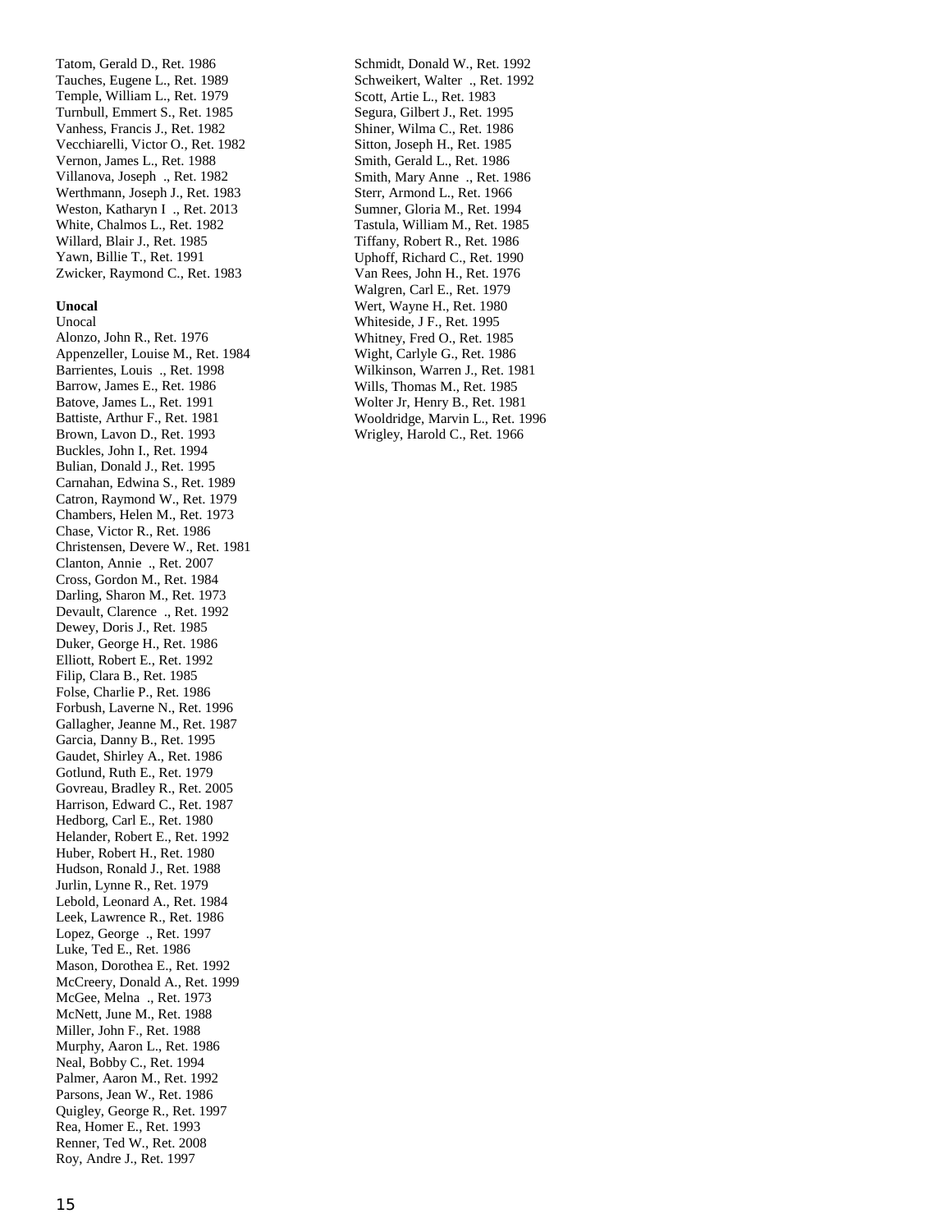Tatom, Gerald D., Ret. 1986
Tauches, Eugene L., Ret. 1989
Temple, William L., Ret. 1979
Turnbull, Emmert S., Ret. 1985
Vanhess, Francis J., Ret. 1982
Vecchiarelli, Victor O., Ret. 1982
Vernon, James L., Ret. 1988
Villanova, Joseph ., Ret. 1982
Werthmann, Joseph J., Ret. 1983
Weston, Katharyn I ., Ret. 2013
White, Chalmos L., Ret. 1982
Willard, Blair J., Ret. 1985
Yawn, Billie T., Ret. 1991
Zwicker, Raymond C., Ret. 1983

**Unocal**

Unocal
Alonzo, John R., Ret. 1976
Appenzeller, Louise M., Ret. 1984
Barrientes, Louis ., Ret. 1998
Barrow, James E., Ret. 1986
Batove, James L., Ret. 1991
Battiste, Arthur F., Ret. 1981
Brown, Lavon D., Ret. 1993
Buckles, John I., Ret. 1994
Bulian, Donald J., Ret. 1995
Carnahan, Edwina S., Ret. 1989
Catron, Raymond W., Ret. 1979
Chambers, Helen M., Ret. 1973
Chase, Victor R., Ret. 1986
Christensen, Devere W., Ret. 1981
Clanton, Annie ., Ret. 2007
Cross, Gordon M., Ret. 1984
Darling, Sharon M., Ret. 1973
Devault, Clarence ., Ret. 1992
Dewey, Doris J., Ret. 1985
Duker, George H., Ret. 1986
Elliott, Robert E., Ret. 1992
Filip, Clara B., Ret. 1985
Folse, Charlie P., Ret. 1986
Forbush, Laverne N., Ret. 1996
Gallagher, Jeanne M., Ret. 1987
Garcia, Danny B., Ret. 1995
Gaudet, Shirley A., Ret. 1986
Gotlund, Ruth E., Ret. 1979
Govreau, Bradley R., Ret. 2005
Harrison, Edward C., Ret. 1987
Hedborg, Carl E., Ret. 1980
Helander, Robert E., Ret. 1992
Huber, Robert H., Ret. 1980
Hudson, Ronald J., Ret. 1988
Jurlin, Lynne R., Ret. 1979
Lebold, Leonard A., Ret. 1984
Leek, Lawrence R., Ret. 1986
Lopez, George ., Ret. 1997
Luke, Ted E., Ret. 1986
Mason, Dorothea E., Ret. 1992
McCreery, Donald A., Ret. 1999
McGee, Melna ., Ret. 1973
McNett, June M., Ret. 1988
Miller, John F., Ret. 1988
Murphy, Aaron L., Ret. 1986
Neal, Bobby C., Ret. 1994
Palmer, Aaron M., Ret. 1992
Parsons, Jean W., Ret. 1986
Quigley, George R., Ret. 1997
Rea, Homer E., Ret. 1993
Renner, Ted W., Ret. 2008
Roy, Andre J., Ret. 1997
Schmidt, Donald W., Ret. 1992
Schweikert, Walter ., Ret. 1992
Scott, Artie L., Ret. 1983
Segura, Gilbert J., Ret. 1995
Shiner, Wilma C., Ret. 1986
Sitton, Joseph H., Ret. 1985
Smith, Gerald L., Ret. 1986
Smith, Mary Anne ., Ret. 1986
Sterr, Armond L., Ret. 1966
Sumner, Gloria M., Ret. 1994
Tastula, William M., Ret. 1985
Tiffany, Robert R., Ret. 1986
Uphoff, Richard C., Ret. 1990
Van Rees, John H., Ret. 1976
Walgren, Carl E., Ret. 1979
Wert, Wayne H., Ret. 1980
Whiteside, J F., Ret. 1995
Whitney, Fred O., Ret. 1985
Wight, Carlyle G., Ret. 1986
Wilkinson, Warren J., Ret. 1981
Wills, Thomas M., Ret. 1985
Wolter Jr, Henry B., Ret. 1981
Wooldridge, Marvin L., Ret. 1996
Wrigley, Harold C., Ret. 1966